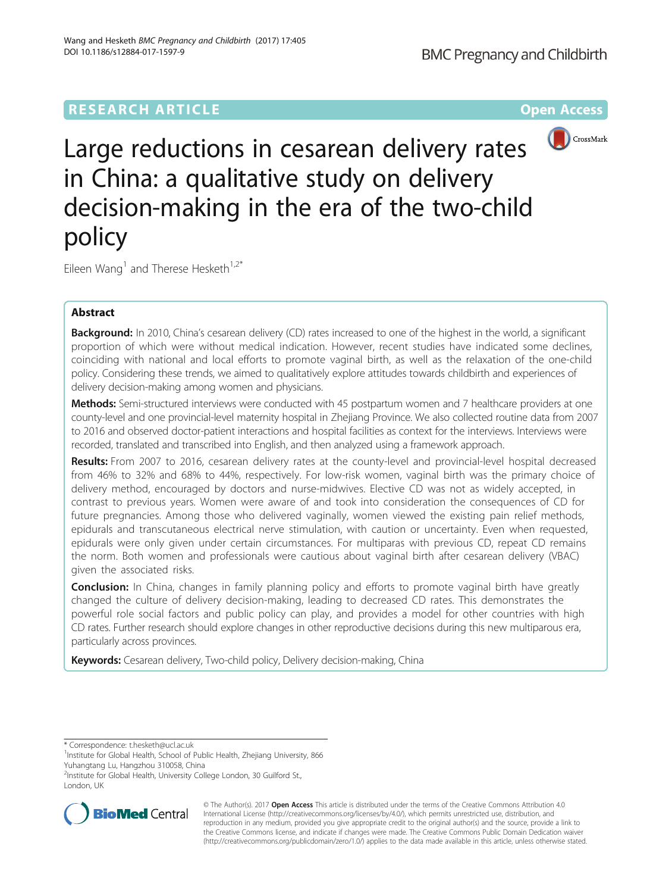RESEARCH ARTICLE

Open Access

# Large reductions in cesarean delivery rates in China: a qualitative study on delivery decision-making in the era of the two-child policy

Eileen Wang[1] and Therese Hesketh[1,2*]

## Abstract

**Background:** In 2010, China's cesarean delivery (CD) rates increased to one of the highest in the world, a significant proportion of which were without medical indication. However, recent studies have indicated some declines, coinciding with national and local efforts to promote vaginal birth, as well as the relaxation of the one-child policy. Considering these trends, we aimed to qualitatively explore attitudes towards childbirth and experiences of delivery decision-making among women and physicians.

**Methods:** Semi-structured interviews were conducted with 45 postpartum women and 7 healthcare providers at one county-level and one provincial-level maternity hospital in Zhejiang Province. We also collected routine data from 2007 to 2016 and observed doctor-patient interactions and hospital facilities as context for the interviews. Interviews were recorded, translated and transcribed into English, and then analyzed using a framework approach.

**Results:** From 2007 to 2016, cesarean delivery rates at the county-level and provincial-level hospital decreased from 46% to 32% and 68% to 44%, respectively. For low-risk women, vaginal birth was the primary choice of delivery method, encouraged by doctors and nurse-midwives. Elective CD was not as widely accepted, in contrast to previous years. Women were aware of and took into consideration the consequences of CD for future pregnancies. Among those who delivered vaginally, women viewed the existing pain relief methods, epidurals and transcutaneous electrical nerve stimulation, with caution or uncertainty. Even when requested, epidurals were only given under certain circumstances. For multiparas with previous CD, repeat CD remains the norm. Both women and professionals were cautious about vaginal birth after cesarean delivery (VBAC) given the associated risks.

**Conclusion:** In China, changes in family planning policy and efforts to promote vaginal birth have greatly changed the culture of delivery decision-making, leading to decreased CD rates. This demonstrates the powerful role social factors and public policy can play, and provides a model for other countries with high CD rates. Further research should explore changes in other reproductive decisions during this new multiparous era, particularly across provinces.

**Keywords:** Cesarean delivery, Two-child policy, Delivery decision-making, China

---

\* Correspondence: t.hesketh@ucl.ac.uk
[1]Institute for Global Health, School of Public Health, Zhejiang University, 866 Yuhangtang Lu, Hangzhou 310058, China
[2]Institute for Global Health, University College London, 30 Guilford St., London, UK

© The Author(s). 2017 **Open Access** This article is distributed under the terms of the Creative Commons Attribution 4.0 International License (http://creativecommons.org/licenses/by/4.0/), which permits unrestricted use, distribution, and reproduction in any medium, provided you give appropriate credit to the original author(s) and the source, provide a link to the Creative Commons license, and indicate if changes were made. The Creative Commons Public Domain Dedication waiver (http://creativecommons.org/publicdomain/zero/1.0/) applies to the data made available in this article, unless otherwise stated.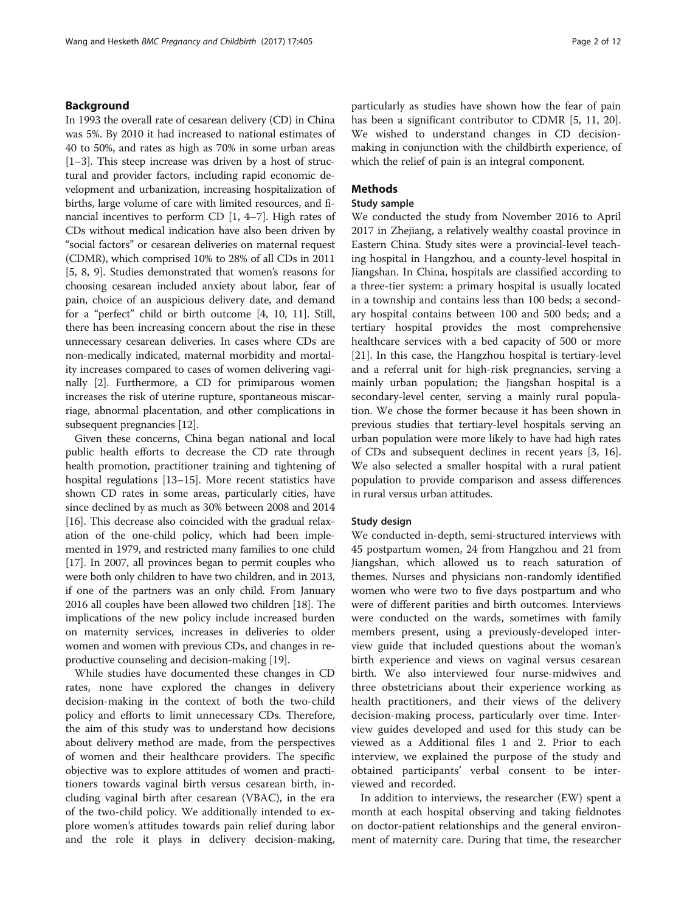## Background

In 1993 the overall rate of cesarean delivery (CD) in China was 5%. By 2010 it had increased to national estimates of 40 to 50%, and rates as high as 70% in some urban areas [1–3]. This steep increase was driven by a host of structural and provider factors, including rapid economic development and urbanization, increasing hospitalization of births, large volume of care with limited resources, and financial incentives to perform CD [1, 4–7]. High rates of CDs without medical indication have also been driven by "social factors" or cesarean deliveries on maternal request (CDMR), which comprised 10% to 28% of all CDs in 2011 [5, 8, 9]. Studies demonstrated that women's reasons for choosing cesarean included anxiety about labor, fear of pain, choice of an auspicious delivery date, and demand for a "perfect" child or birth outcome [4, 10, 11]. Still, there has been increasing concern about the rise in these unnecessary cesarean deliveries. In cases where CDs are non-medically indicated, maternal morbidity and mortality increases compared to cases of women delivering vaginally [2]. Furthermore, a CD for primiparous women increases the risk of uterine rupture, spontaneous miscarriage, abnormal placentation, and other complications in subsequent pregnancies [12].

Given these concerns, China began national and local public health efforts to decrease the CD rate through health promotion, practitioner training and tightening of hospital regulations [13–15]. More recent statistics have shown CD rates in some areas, particularly cities, have since declined by as much as 30% between 2008 and 2014 [16]. This decrease also coincided with the gradual relaxation of the one-child policy, which had been implemented in 1979, and restricted many families to one child [17]. In 2007, all provinces began to permit couples who were both only children to have two children, and in 2013, if one of the partners was an only child. From January 2016 all couples have been allowed two children [18]. The implications of the new policy include increased burden on maternity services, increases in deliveries to older women and women with previous CDs, and changes in reproductive counseling and decision-making [19].

While studies have documented these changes in CD rates, none have explored the changes in delivery decision-making in the context of both the two-child policy and efforts to limit unnecessary CDs. Therefore, the aim of this study was to understand how decisions about delivery method are made, from the perspectives of women and their healthcare providers. The specific objective was to explore attitudes of women and practitioners towards vaginal birth versus cesarean birth, including vaginal birth after cesarean (VBAC), in the era of the two-child policy. We additionally intended to explore women's attitudes towards pain relief during labor and the role it plays in delivery decision-making, particularly as studies have shown how the fear of pain has been a significant contributor to CDMR [5, 11, 20]. We wished to understand changes in CD decision-making in conjunction with the childbirth experience, of which the relief of pain is an integral component.

## Methods

### Study sample

We conducted the study from November 2016 to April 2017 in Zhejiang, a relatively wealthy coastal province in Eastern China. Study sites were a provincial-level teaching hospital in Hangzhou, and a county-level hospital in Jiangshan. In China, hospitals are classified according to a three-tier system: a primary hospital is usually located in a township and contains less than 100 beds; a secondary hospital contains between 100 and 500 beds; and a tertiary hospital provides the most comprehensive healthcare services with a bed capacity of 500 or more [21]. In this case, the Hangzhou hospital is tertiary-level and a referral unit for high-risk pregnancies, serving a mainly urban population; the Jiangshan hospital is a secondary-level center, serving a mainly rural population. We chose the former because it has been shown in previous studies that tertiary-level hospitals serving an urban population were more likely to have had high rates of CDs and subsequent declines in recent years [3, 16]. We also selected a smaller hospital with a rural patient population to provide comparison and assess differences in rural versus urban attitudes.

### Study design

We conducted in-depth, semi-structured interviews with 45 postpartum women, 24 from Hangzhou and 21 from Jiangshan, which allowed us to reach saturation of themes. Nurses and physicians non-randomly identified women who were two to five days postpartum and who were of different parities and birth outcomes. Interviews were conducted on the wards, sometimes with family members present, using a previously-developed interview guide that included questions about the woman's birth experience and views on vaginal versus cesarean birth. We also interviewed four nurse-midwives and three obstetricians about their experience working as health practitioners, and their views of the delivery decision-making process, particularly over time. Interview guides developed and used for this study can be viewed as a Additional files 1 and 2. Prior to each interview, we explained the purpose of the study and obtained participants' verbal consent to be interviewed and recorded.

In addition to interviews, the researcher (EW) spent a month at each hospital observing and taking fieldnotes on doctor-patient relationships and the general environment of maternity care. During that time, the researcher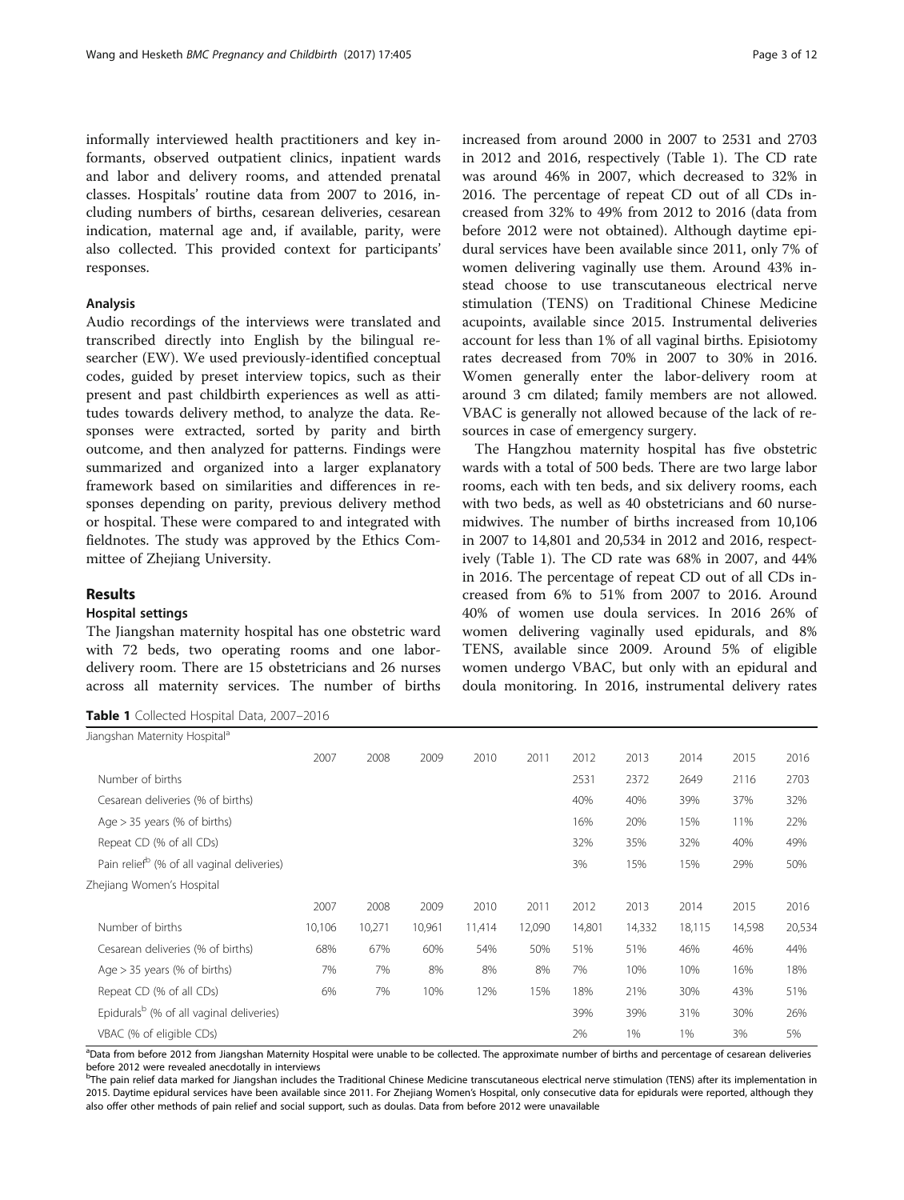informally interviewed health practitioners and key informants, observed outpatient clinics, inpatient wards and labor and delivery rooms, and attended prenatal classes. Hospitals' routine data from 2007 to 2016, including numbers of births, cesarean deliveries, cesarean indication, maternal age and, if available, parity, were also collected. This provided context for participants' responses.

### Analysis

Audio recordings of the interviews were translated and transcribed directly into English by the bilingual researcher (EW). We used previously-identified conceptual codes, guided by preset interview topics, such as their present and past childbirth experiences as well as attitudes towards delivery method, to analyze the data. Responses were extracted, sorted by parity and birth outcome, and then analyzed for patterns. Findings were summarized and organized into a larger explanatory framework based on similarities and differences in responses depending on parity, previous delivery method or hospital. These were compared to and integrated with fieldnotes. The study was approved by the Ethics Committee of Zhejiang University.

## Results

### Hospital settings

The Jiangshan maternity hospital has one obstetric ward with 72 beds, two operating rooms and one labor-delivery room. There are 15 obstetricians and 26 nurses across all maternity services. The number of births increased from around 2000 in 2007 to 2531 and 2703 in 2012 and 2016, respectively (Table 1). The CD rate was around 46% in 2007, which decreased to 32% in 2016. The percentage of repeat CD out of all CDs increased from 32% to 49% from 2012 to 2016 (data from before 2012 were not obtained). Although daytime epidural services have been available since 2011, only 7% of women delivering vaginally use them. Around 43% instead choose to use transcutaneous electrical nerve stimulation (TENS) on Traditional Chinese Medicine acupoints, available since 2015. Instrumental deliveries account for less than 1% of all vaginal births. Episiotomy rates decreased from 70% in 2007 to 30% in 2016. Women generally enter the labor-delivery room at around 3 cm dilated; family members are not allowed. VBAC is generally not allowed because of the lack of resources in case of emergency surgery.

The Hangzhou maternity hospital has five obstetric wards with a total of 500 beds. There are two large labor rooms, each with ten beds, and six delivery rooms, each with two beds, as well as 40 obstetricians and 60 nurse-midwives. The number of births increased from 10,106 in 2007 to 14,801 and 20,534 in 2012 and 2016, respectively (Table 1). The CD rate was 68% in 2007, and 44% in 2016. The percentage of repeat CD out of all CDs increased from 6% to 51% from 2007 to 2016. Around 40% of women use doula services. In 2016 26% of women delivering vaginally used epidurals, and 8% TENS, available since 2009. Around 5% of eligible women undergo VBAC, but only with an epidural and doula monitoring. In 2016, instrumental delivery rates

**Table 1** Collected Hospital Data, 2007–2016

| Jiangshan Maternity Hospital[a] | | | | | | | | | | |
|---|---|---|---|---|---|---|---|---|---|---|
| | 2007 | 2008 | 2009 | 2010 | 2011 | 2012 | 2013 | 2014 | 2015 | 2016 |
| Number of births | | | | | | 2531 | 2372 | 2649 | 2116 | 2703 |
| Cesarean deliveries (% of births) | | | | | | 40% | 40% | 39% | 37% | 32% |
| Age > 35 years (% of births) | | | | | | 16% | 20% | 15% | 11% | 22% |
| Repeat CD (% of all CDs) | | | | | | 32% | 35% | 32% | 40% | 49% |
| Pain relief[b] (% of all vaginal deliveries) | | | | | | 3% | 15% | 15% | 29% | 50% |
| **Zhejiang Women's Hospital** | | | | | | | | | | |
| | 2007 | 2008 | 2009 | 2010 | 2011 | 2012 | 2013 | 2014 | 2015 | 2016 |
| Number of births | 10,106 | 10,271 | 10,961 | 11,414 | 12,090 | 14,801 | 14,332 | 18,115 | 14,598 | 20,534 |
| Cesarean deliveries (% of births) | 68% | 67% | 60% | 54% | 50% | 51% | 51% | 46% | 46% | 44% |
| Age > 35 years (% of births) | 7% | 7% | 8% | 8% | 8% | 7% | 10% | 10% | 16% | 18% |
| Repeat CD (% of all CDs) | 6% | 7% | 10% | 12% | 15% | 18% | 21% | 30% | 43% | 51% |
| Epidurals[b] (% of all vaginal deliveries) | | | | | | 39% | 39% | 31% | 30% | 26% |
| VBAC (% of eligible CDs) | | | | | | 2% | 1% | 1% | 3% | 5% |

[a]Data from before 2012 from Jiangshan Maternity Hospital were unable to be collected. The approximate number of births and percentage of cesarean deliveries before 2012 were revealed anecdotally in interviews

[b]The pain relief data marked for Jiangshan includes the Traditional Chinese Medicine transcutaneous electrical nerve stimulation (TENS) after its implementation in 2015. Daytime epidural services have been available since 2011. For Zhejiang Women's Hospital, only consecutive data for epidurals were reported, although they also offer other methods of pain relief and social support, such as doulas. Data from before 2012 were unavailable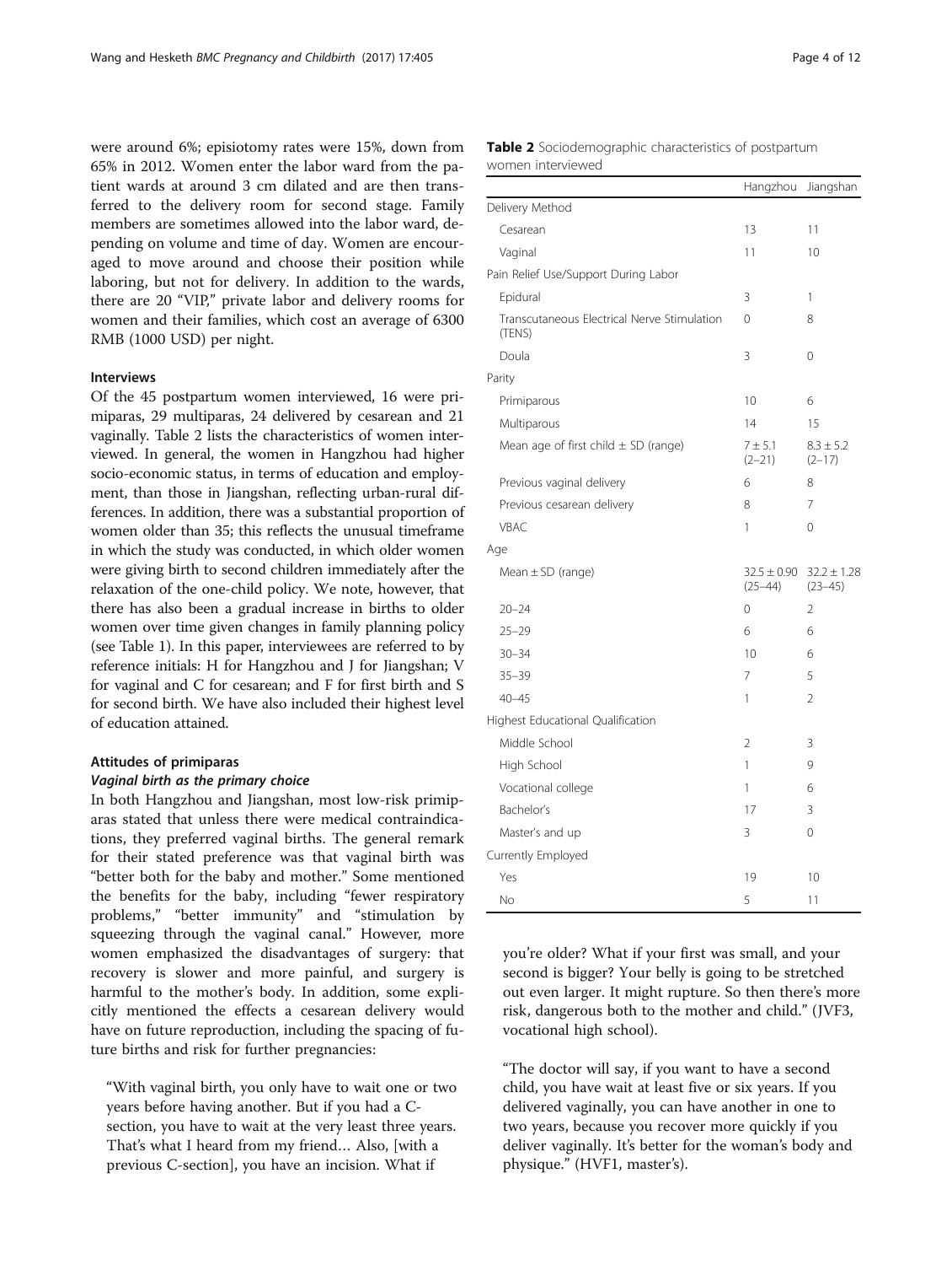were around 6%; episiotomy rates were 15%, down from 65% in 2012. Women enter the labor ward from the patient wards at around 3 cm dilated and are then transferred to the delivery room for second stage. Family members are sometimes allowed into the labor ward, depending on volume and time of day. Women are encouraged to move around and choose their position while laboring, but not for delivery. In addition to the wards, there are 20 "VIP," private labor and delivery rooms for women and their families, which cost an average of 6300 RMB (1000 USD) per night.

### Interviews

Of the 45 postpartum women interviewed, 16 were primiparas, 29 multiparas, 24 delivered by cesarean and 21 vaginally. Table 2 lists the characteristics of women interviewed. In general, the women in Hangzhou had higher socio-economic status, in terms of education and employment, than those in Jiangshan, reflecting urban-rural differences. In addition, there was a substantial proportion of women older than 35; this reflects the unusual timeframe in which the study was conducted, in which older women were giving birth to second children immediately after the relaxation of the one-child policy. We note, however, that there has also been a gradual increase in births to older women over time given changes in family planning policy (see Table 1). In this paper, interviewees are referred to by reference initials: H for Hangzhou and J for Jiangshan; V for vaginal and C for cesarean; and F for first birth and S for second birth. We have also included their highest level of education attained.

**Table 2** Sociodemographic characteristics of postpartum women interviewed

| | Hangzhou | Jiangshan |
|---|---|---|
| Delivery Method | | |
| Cesarean | 13 | 11 |
| Vaginal | 11 | 10 |
| Pain Relief Use/Support During Labor | | |
| Epidural | 3 | 1 |
| Transcutaneous Electrical Nerve Stimulation (TENS) | 0 | 8 |
| Doula | 3 | 0 |
| Parity | | |
| Primiparous | 10 | 6 |
| Multiparous | 14 | 15 |
| Mean age of first child ± SD (range) | 7 ± 5.1 (2–21) | 8.3 ± 5.2 (2–17) |
| Previous vaginal delivery | 6 | 8 |
| Previous cesarean delivery | 8 | 7 |
| VBAC | 1 | 0 |
| Age | | |
| Mean ± SD (range) | 32.5 ± 0.90 (25–44) | 32.2 ± 1.28 (23–45) |
| 20–24 | 0 | 2 |
| 25–29 | 6 | 6 |
| 30–34 | 10 | 6 |
| 35–39 | 7 | 5 |
| 40–45 | 1 | 2 |
| Highest Educational Qualification | | |
| Middle School | 2 | 3 |
| High School | 1 | 9 |
| Vocational college | 1 | 6 |
| Bachelor's | 17 | 3 |
| Master's and up | 3 | 0 |
| Currently Employed | | |
| Yes | 19 | 10 |
| No | 5 | 11 |

### Attitudes of primiparas

#### *Vaginal birth as the primary choice*

In both Hangzhou and Jiangshan, most low-risk primiparas stated that unless there were medical contraindications, they preferred vaginal births. The general remark for their stated preference was that vaginal birth was "better both for the baby and mother." Some mentioned the benefits for the baby, including "fewer respiratory problems," "better immunity" and "stimulation by squeezing through the vaginal canal." However, more women emphasized the disadvantages of surgery: that recovery is slower and more painful, and surgery is harmful to the mother's body. In addition, some explicitly mentioned the effects a cesarean delivery would have on future reproduction, including the spacing of future births and risk for further pregnancies:

> "With vaginal birth, you only have to wait one or two years before having another. But if you had a C-section, you have to wait at the very least three years. That's what I heard from my friend… Also, [with a previous C-section], you have an incision. What if you're older? What if your first was small, and your second is bigger? Your belly is going to be stretched out even larger. It might rupture. So then there's more risk, dangerous both to the mother and child." (JVF3, vocational high school).

> "The doctor will say, if you want to have a second child, you have wait at least five or six years. If you delivered vaginally, you can have another in one to two years, because you recover more quickly if you deliver vaginally. It's better for the woman's body and physique." (HVF1, master's).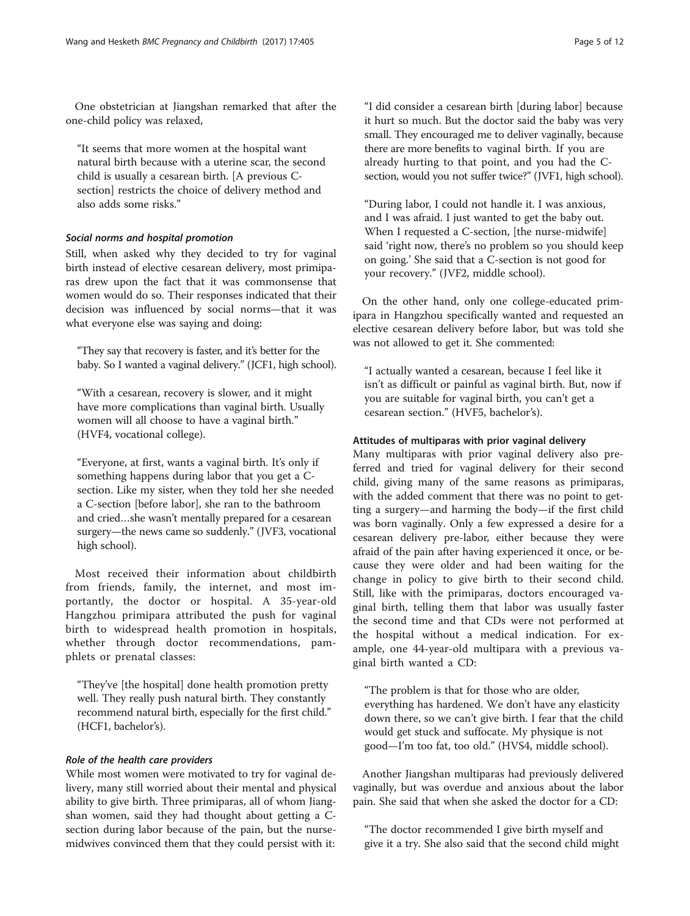One obstetrician at Jiangshan remarked that after the one-child policy was relaxed,

> "It seems that more women at the hospital want natural birth because with a uterine scar, the second child is usually a cesarean birth. [A previous C-section] restricts the choice of delivery method and also adds some risks."

#### *Social norms and hospital promotion*

Still, when asked why they decided to try for vaginal birth instead of elective cesarean delivery, most primiparas drew upon the fact that it was commonsense that women would do so. Their responses indicated that their decision was influenced by social norms—that it was what everyone else was saying and doing:

> "They say that recovery is faster, and it's better for the baby. So I wanted a vaginal delivery." (JCF1, high school).

> "With a cesarean, recovery is slower, and it might have more complications than vaginal birth. Usually women will all choose to have a vaginal birth." (HVF4, vocational college).

> "Everyone, at first, wants a vaginal birth. It's only if something happens during labor that you get a C-section. Like my sister, when they told her she needed a C-section [before labor], she ran to the bathroom and cried…she wasn't mentally prepared for a cesarean surgery—the news came so suddenly." (JVF3, vocational high school).

Most received their information about childbirth from friends, family, the internet, and most importantly, the doctor or hospital. A 35-year-old Hangzhou primipara attributed the push for vaginal birth to widespread health promotion in hospitals, whether through doctor recommendations, pamphlets or prenatal classes:

> "They've [the hospital] done health promotion pretty well. They really push natural birth. They constantly recommend natural birth, especially for the first child." (HCF1, bachelor's).

#### *Role of the health care providers*

While most women were motivated to try for vaginal delivery, many still worried about their mental and physical ability to give birth. Three primiparas, all of whom Jiangshan women, said they had thought about getting a C-section during labor because of the pain, but the nurse-midwives convinced them that they could persist with it:

> "I did consider a cesarean birth [during labor] because it hurt so much. But the doctor said the baby was very small. They encouraged me to deliver vaginally, because there are more benefits to vaginal birth. If you are already hurting to that point, and you had the C-section, would you not suffer twice?" (JVF1, high school).

> "During labor, I could not handle it. I was anxious, and I was afraid. I just wanted to get the baby out. When I requested a C-section, [the nurse-midwife] said 'right now, there's no problem so you should keep on going.' She said that a C-section is not good for your recovery." (JVF2, middle school).

On the other hand, only one college-educated primipara in Hangzhou specifically wanted and requested an elective cesarean delivery before labor, but was told she was not allowed to get it. She commented:

> "I actually wanted a cesarean, because I feel like it isn't as difficult or painful as vaginal birth. But, now if you are suitable for vaginal birth, you can't get a cesarean section." (HVF5, bachelor's).

### Attitudes of multiparas with prior vaginal delivery

Many multiparas with prior vaginal delivery also preferred and tried for vaginal delivery for their second child, giving many of the same reasons as primiparas, with the added comment that there was no point to getting a surgery—and harming the body—if the first child was born vaginally. Only a few expressed a desire for a cesarean delivery pre-labor, either because they were afraid of the pain after having experienced it once, or because they were older and had been waiting for the change in policy to give birth to their second child. Still, like with the primiparas, doctors encouraged vaginal birth, telling them that labor was usually faster the second time and that CDs were not performed at the hospital without a medical indication. For example, one 44-year-old multipara with a previous vaginal birth wanted a CD:

> "The problem is that for those who are older, everything has hardened. We don't have any elasticity down there, so we can't give birth. I fear that the child would get stuck and suffocate. My physique is not good—I'm too fat, too old." (HVS4, middle school).

Another Jiangshan multiparas had previously delivered vaginally, but was overdue and anxious about the labor pain. She said that when she asked the doctor for a CD:

> "The doctor recommended I give birth myself and give it a try. She also said that the second child might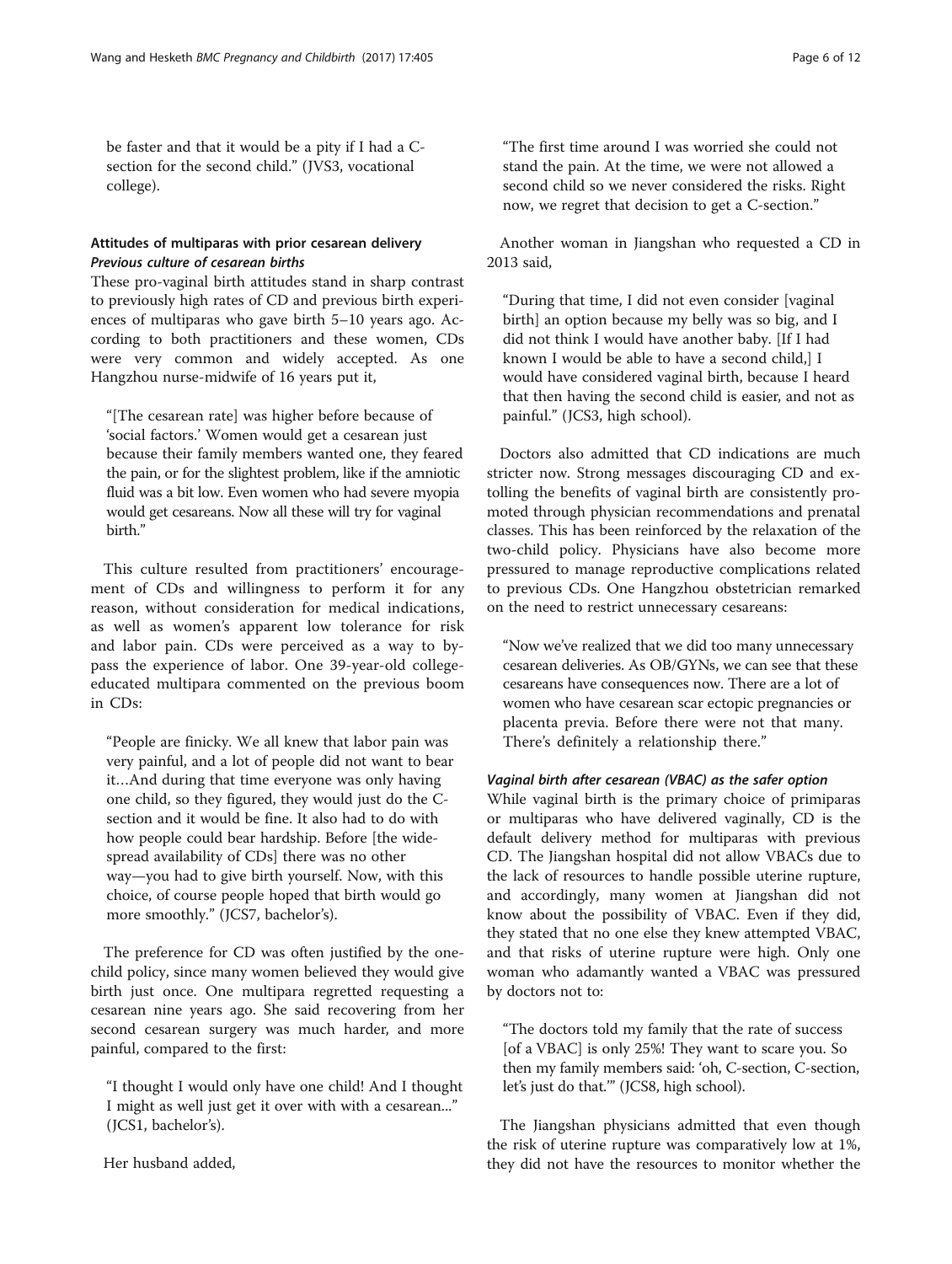be faster and that it would be a pity if I had a C-section for the second child." (JVS3, vocational college).

### Attitudes of multiparas with prior cesarean delivery

#### *Previous culture of cesarean births*

These pro-vaginal birth attitudes stand in sharp contrast to previously high rates of CD and previous birth experiences of multiparas who gave birth 5–10 years ago. According to both practitioners and these women, CDs were very common and widely accepted. As one Hangzhou nurse-midwife of 16 years put it,

> "[The cesarean rate] was higher before because of 'social factors.' Women would get a cesarean just because their family members wanted one, they feared the pain, or for the slightest problem, like if the amniotic fluid was a bit low. Even women who had severe myopia would get cesareans. Now all these will try for vaginal birth."

This culture resulted from practitioners' encouragement of CDs and willingness to perform it for any reason, without consideration for medical indications, as well as women's apparent low tolerance for risk and labor pain. CDs were perceived as a way to bypass the experience of labor. One 39-year-old college-educated multipara commented on the previous boom in CDs:

> "People are finicky. We all knew that labor pain was very painful, and a lot of people did not want to bear it…And during that time everyone was only having one child, so they figured, they would just do the C-section and it would be fine. It also had to do with how people could bear hardship. Before [the widespread availability of CDs] there was no other way—you had to give birth yourself. Now, with this choice, of course people hoped that birth would go more smoothly." (JCS7, bachelor's).

The preference for CD was often justified by the one-child policy, since many women believed they would give birth just once. One multipara regretted requesting a cesarean nine years ago. She said recovering from her second cesarean surgery was much harder, and more painful, compared to the first:

> "I thought I would only have one child! And I thought I might as well just get it over with with a cesarean..." (JCS1, bachelor's).

Her husband added,

> "The first time around I was worried she could not stand the pain. At the time, we were not allowed a second child so we never considered the risks. Right now, we regret that decision to get a C-section."

Another woman in Jiangshan who requested a CD in 2013 said,

> "During that time, I did not even consider [vaginal birth] an option because my belly was so big, and I did not think I would have another baby. [If I had known I would be able to have a second child,] I would have considered vaginal birth, because I heard that then having the second child is easier, and not as painful." (JCS3, high school).

Doctors also admitted that CD indications are much stricter now. Strong messages discouraging CD and extolling the benefits of vaginal birth are consistently promoted through physician recommendations and prenatal classes. This has been reinforced by the relaxation of the two-child policy. Physicians have also become more pressured to manage reproductive complications related to previous CDs. One Hangzhou obstetrician remarked on the need to restrict unnecessary cesareans:

> "Now we've realized that we did too many unnecessary cesarean deliveries. As OB/GYNs, we can see that these cesareans have consequences now. There are a lot of women who have cesarean scar ectopic pregnancies or placenta previa. Before there were not that many. There's definitely a relationship there."

#### *Vaginal birth after cesarean (VBAC) as the safer option*

While vaginal birth is the primary choice of primiparas or multiparas who have delivered vaginally, CD is the default delivery method for multiparas with previous CD. The Jiangshan hospital did not allow VBACs due to the lack of resources to handle possible uterine rupture, and accordingly, many women at Jiangshan did not know about the possibility of VBAC. Even if they did, they stated that no one else they knew attempted VBAC, and that risks of uterine rupture were high. Only one woman who adamantly wanted a VBAC was pressured by doctors not to:

> "The doctors told my family that the rate of success [of a VBAC] is only 25%! They want to scare you. So then my family members said: 'oh, C-section, C-section, let's just do that.'" (JCS8, high school).

The Jiangshan physicians admitted that even though the risk of uterine rupture was comparatively low at 1%, they did not have the resources to monitor whether the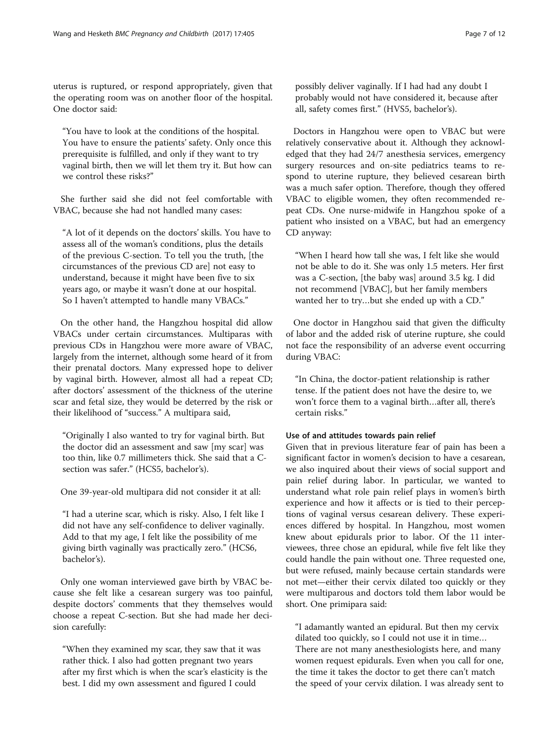uterus is ruptured, or respond appropriately, given that the operating room was on another floor of the hospital. One doctor said:

> "You have to look at the conditions of the hospital. You have to ensure the patients' safety. Only once this prerequisite is fulfilled, and only if they want to try vaginal birth, then we will let them try it. But how can we control these risks?"

She further said she did not feel comfortable with VBAC, because she had not handled many cases:

> "A lot of it depends on the doctors' skills. You have to assess all of the woman's conditions, plus the details of the previous C-section. To tell you the truth, [the circumstances of the previous CD are] not easy to understand, because it might have been five to six years ago, or maybe it wasn't done at our hospital. So I haven't attempted to handle many VBACs."

On the other hand, the Hangzhou hospital did allow VBACs under certain circumstances. Multiparas with previous CDs in Hangzhou were more aware of VBAC, largely from the internet, although some heard of it from their prenatal doctors. Many expressed hope to deliver by vaginal birth. However, almost all had a repeat CD; after doctors' assessment of the thickness of the uterine scar and fetal size, they would be deterred by the risk or their likelihood of "success." A multipara said,

> "Originally I also wanted to try for vaginal birth. But the doctor did an assessment and saw [my scar] was too thin, like 0.7 millimeters thick. She said that a C-section was safer." (HCS5, bachelor's).

One 39-year-old multipara did not consider it at all:

> "I had a uterine scar, which is risky. Also, I felt like I did not have any self-confidence to deliver vaginally. Add to that my age, I felt like the possibility of me giving birth vaginally was practically zero." (HCS6, bachelor's).

Only one woman interviewed gave birth by VBAC because she felt like a cesarean surgery was too painful, despite doctors' comments that they themselves would choose a repeat C-section. But she had made her decision carefully:

> "When they examined my scar, they saw that it was rather thick. I also had gotten pregnant two years after my first which is when the scar's elasticity is the best. I did my own assessment and figured I could possibly deliver vaginally. If I had had any doubt I probably would not have considered it, because after all, safety comes first." (HVS5, bachelor's).

Doctors in Hangzhou were open to VBAC but were relatively conservative about it. Although they acknowledged that they had 24/7 anesthesia services, emergency surgery resources and on-site pediatrics teams to respond to uterine rupture, they believed cesarean birth was a much safer option. Therefore, though they offered VBAC to eligible women, they often recommended repeat CDs. One nurse-midwife in Hangzhou spoke of a patient who insisted on a VBAC, but had an emergency CD anyway:

> "When I heard how tall she was, I felt like she would not be able to do it. She was only 1.5 meters. Her first was a C-section, [the baby was] around 3.5 kg. I did not recommend [VBAC], but her family members wanted her to try…but she ended up with a CD."

One doctor in Hangzhou said that given the difficulty of labor and the added risk of uterine rupture, she could not face the responsibility of an adverse event occurring during VBAC:

> "In China, the doctor-patient relationship is rather tense. If the patient does not have the desire to, we won't force them to a vaginal birth…after all, there's certain risks."

#### Use of and attitudes towards pain relief

Given that in previous literature fear of pain has been a significant factor in women's decision to have a cesarean, we also inquired about their views of social support and pain relief during labor. In particular, we wanted to understand what role pain relief plays in women's birth experience and how it affects or is tied to their perceptions of vaginal versus cesarean delivery. These experiences differed by hospital. In Hangzhou, most women knew about epidurals prior to labor. Of the 11 interviewees, three chose an epidural, while five felt like they could handle the pain without one. Three requested one, but were refused, mainly because certain standards were not met—either their cervix dilated too quickly or they were multiparous and doctors told them labor would be short. One primipara said:

> "I adamantly wanted an epidural. But then my cervix dilated too quickly, so I could not use it in time… There are not many anesthesiologists here, and many women request epidurals. Even when you call for one, the time it takes the doctor to get there can't match the speed of your cervix dilation. I was already sent to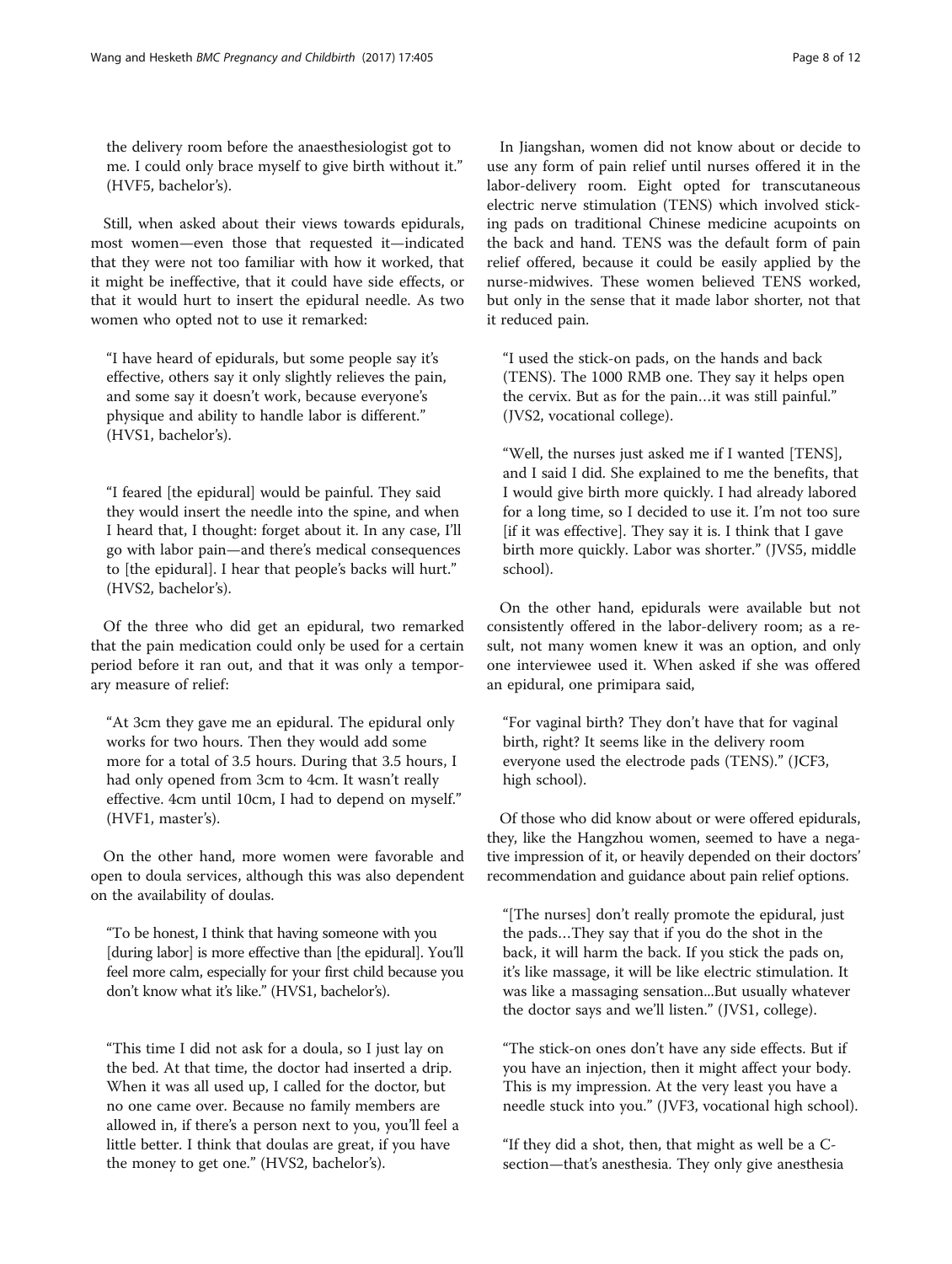the delivery room before the anaesthesiologist got to me. I could only brace myself to give birth without it." (HVF5, bachelor's).

Still, when asked about their views towards epidurals, most women—even those that requested it—indicated that they were not too familiar with how it worked, that it might be ineffective, that it could have side effects, or that it would hurt to insert the epidural needle. As two women who opted not to use it remarked:

> "I have heard of epidurals, but some people say it's effective, others say it only slightly relieves the pain, and some say it doesn't work, because everyone's physique and ability to handle labor is different." (HVS1, bachelor's).

> "I feared [the epidural] would be painful. They said they would insert the needle into the spine, and when I heard that, I thought: forget about it. In any case, I'll go with labor pain—and there's medical consequences to [the epidural]. I hear that people's backs will hurt." (HVS2, bachelor's).

Of the three who did get an epidural, two remarked that the pain medication could only be used for a certain period before it ran out, and that it was only a temporary measure of relief:

> "At 3cm they gave me an epidural. The epidural only works for two hours. Then they would add some more for a total of 3.5 hours. During that 3.5 hours, I had only opened from 3cm to 4cm. It wasn't really effective. 4cm until 10cm, I had to depend on myself." (HVF1, master's).

On the other hand, more women were favorable and open to doula services, although this was also dependent on the availability of doulas.

> "To be honest, I think that having someone with you [during labor] is more effective than [the epidural]. You'll feel more calm, especially for your first child because you don't know what it's like." (HVS1, bachelor's).

> "This time I did not ask for a doula, so I just lay on the bed. At that time, the doctor had inserted a drip. When it was all used up, I called for the doctor, but no one came over. Because no family members are allowed in, if there's a person next to you, you'll feel a little better. I think that doulas are great, if you have the money to get one." (HVS2, bachelor's).

In Jiangshan, women did not know about or decide to use any form of pain relief until nurses offered it in the labor-delivery room. Eight opted for transcutaneous electric nerve stimulation (TENS) which involved sticking pads on traditional Chinese medicine acupoints on the back and hand. TENS was the default form of pain relief offered, because it could be easily applied by the nurse-midwives. These women believed TENS worked, but only in the sense that it made labor shorter, not that it reduced pain.

> "I used the stick-on pads, on the hands and back (TENS). The 1000 RMB one. They say it helps open the cervix. But as for the pain…it was still painful." (JVS2, vocational college).

> "Well, the nurses just asked me if I wanted [TENS], and I said I did. She explained to me the benefits, that I would give birth more quickly. I had already labored for a long time, so I decided to use it. I'm not too sure [if it was effective]. They say it is. I think that I gave birth more quickly. Labor was shorter." (JVS5, middle school).

On the other hand, epidurals were available but not consistently offered in the labor-delivery room; as a result, not many women knew it was an option, and only one interviewee used it. When asked if she was offered an epidural, one primipara said,

> "For vaginal birth? They don't have that for vaginal birth, right? It seems like in the delivery room everyone used the electrode pads (TENS)." (JCF3, high school).

Of those who did know about or were offered epidurals, they, like the Hangzhou women, seemed to have a negative impression of it, or heavily depended on their doctors' recommendation and guidance about pain relief options.

> "[The nurses] don't really promote the epidural, just the pads…They say that if you do the shot in the back, it will harm the back. If you stick the pads on, it's like massage, it will be like electric stimulation. It was like a massaging sensation...But usually whatever the doctor says and we'll listen." (JVS1, college).

> "The stick-on ones don't have any side effects. But if you have an injection, then it might affect your body. This is my impression. At the very least you have a needle stuck into you." (JVF3, vocational high school).

> "If they did a shot, then, that might as well be a C-section—that's anesthesia. They only give anesthesia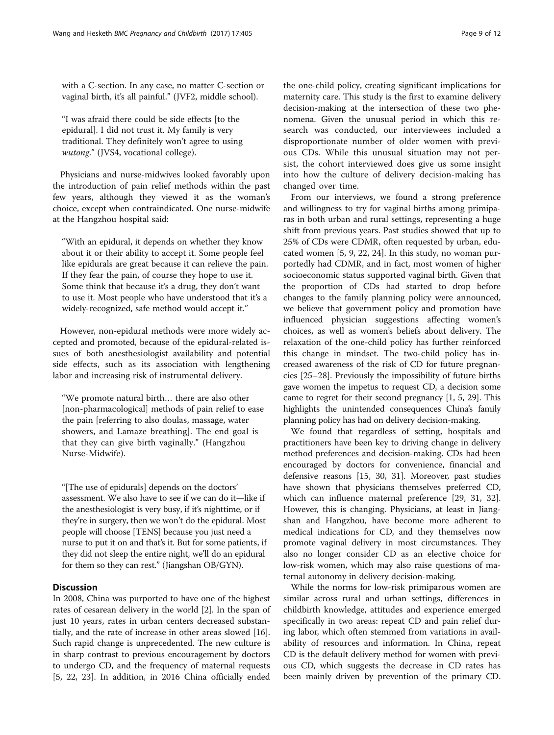with a C-section. In any case, no matter C-section or vaginal birth, it's all painful." (JVF2, middle school).

"I was afraid there could be side effects [to the epidural]. I did not trust it. My family is very traditional. They definitely won't agree to using *wutong*." (JVS4, vocational college).

Physicians and nurse-midwives looked favorably upon the introduction of pain relief methods within the past few years, although they viewed it as the woman's choice, except when contraindicated. One nurse-midwife at the Hangzhou hospital said:

"With an epidural, it depends on whether they know about it or their ability to accept it. Some people feel like epidurals are great because it can relieve the pain. If they fear the pain, of course they hope to use it. Some think that because it's a drug, they don't want to use it. Most people who have understood that it's a widely-recognized, safe method would accept it."

However, non-epidural methods were more widely accepted and promoted, because of the epidural-related issues of both anesthesiologist availability and potential side effects, such as its association with lengthening labor and increasing risk of instrumental delivery.

"We promote natural birth… there are also other [non-pharmacological] methods of pain relief to ease the pain [referring to also doulas, massage, water showers, and Lamaze breathing]. The end goal is that they can give birth vaginally." (Hangzhou Nurse-Midwife).

"[The use of epidurals] depends on the doctors' assessment. We also have to see if we can do it—like if the anesthesiologist is very busy, if it's nighttime, or if they're in surgery, then we won't do the epidural. Most people will choose [TENS] because you just need a nurse to put it on and that's it. But for some patients, if they did not sleep the entire night, we'll do an epidural for them so they can rest." (Jiangshan OB/GYN).

## Discussion

In 2008, China was purported to have one of the highest rates of cesarean delivery in the world [2]. In the span of just 10 years, rates in urban centers decreased substantially, and the rate of increase in other areas slowed [16]. Such rapid change is unprecedented. The new culture is in sharp contrast to previous encouragement by doctors to undergo CD, and the frequency of maternal requests [5, 22, 23]. In addition, in 2016 China officially ended the one-child policy, creating significant implications for maternity care. This study is the first to examine delivery decision-making at the intersection of these two phenomena. Given the unusual period in which this research was conducted, our interviewees included a disproportionate number of older women with previous CDs. While this unusual situation may not persist, the cohort interviewed does give us some insight into how the culture of delivery decision-making has changed over time.

From our interviews, we found a strong preference and willingness to try for vaginal births among primiparas in both urban and rural settings, representing a huge shift from previous years. Past studies showed that up to 25% of CDs were CDMR, often requested by urban, educated women [5, 9, 22, 24]. In this study, no woman purportedly had CDMR, and in fact, most women of higher socioeconomic status supported vaginal birth. Given that the proportion of CDs had started to drop before changes to the family planning policy were announced, we believe that government policy and promotion have influenced physician suggestions affecting women's choices, as well as women's beliefs about delivery. The relaxation of the one-child policy has further reinforced this change in mindset. The two-child policy has increased awareness of the risk of CD for future pregnancies [25–28]. Previously the impossibility of future births gave women the impetus to request CD, a decision some came to regret for their second pregnancy [1, 5, 29]. This highlights the unintended consequences China's family planning policy has had on delivery decision-making.

We found that regardless of setting, hospitals and practitioners have been key to driving change in delivery method preferences and decision-making. CDs had been encouraged by doctors for convenience, financial and defensive reasons [15, 30, 31]. Moreover, past studies have shown that physicians themselves preferred CD, which can influence maternal preference [29, 31, 32]. However, this is changing. Physicians, at least in Jiangshan and Hangzhou, have become more adherent to medical indications for CD, and they themselves now promote vaginal delivery in most circumstances. They also no longer consider CD as an elective choice for low-risk women, which may also raise questions of maternal autonomy in delivery decision-making.

While the norms for low-risk primiparous women are similar across rural and urban settings, differences in childbirth knowledge, attitudes and experience emerged specifically in two areas: repeat CD and pain relief during labor, which often stemmed from variations in availability of resources and information. In China, repeat CD is the default delivery method for women with previous CD, which suggests the decrease in CD rates has been mainly driven by prevention of the primary CD.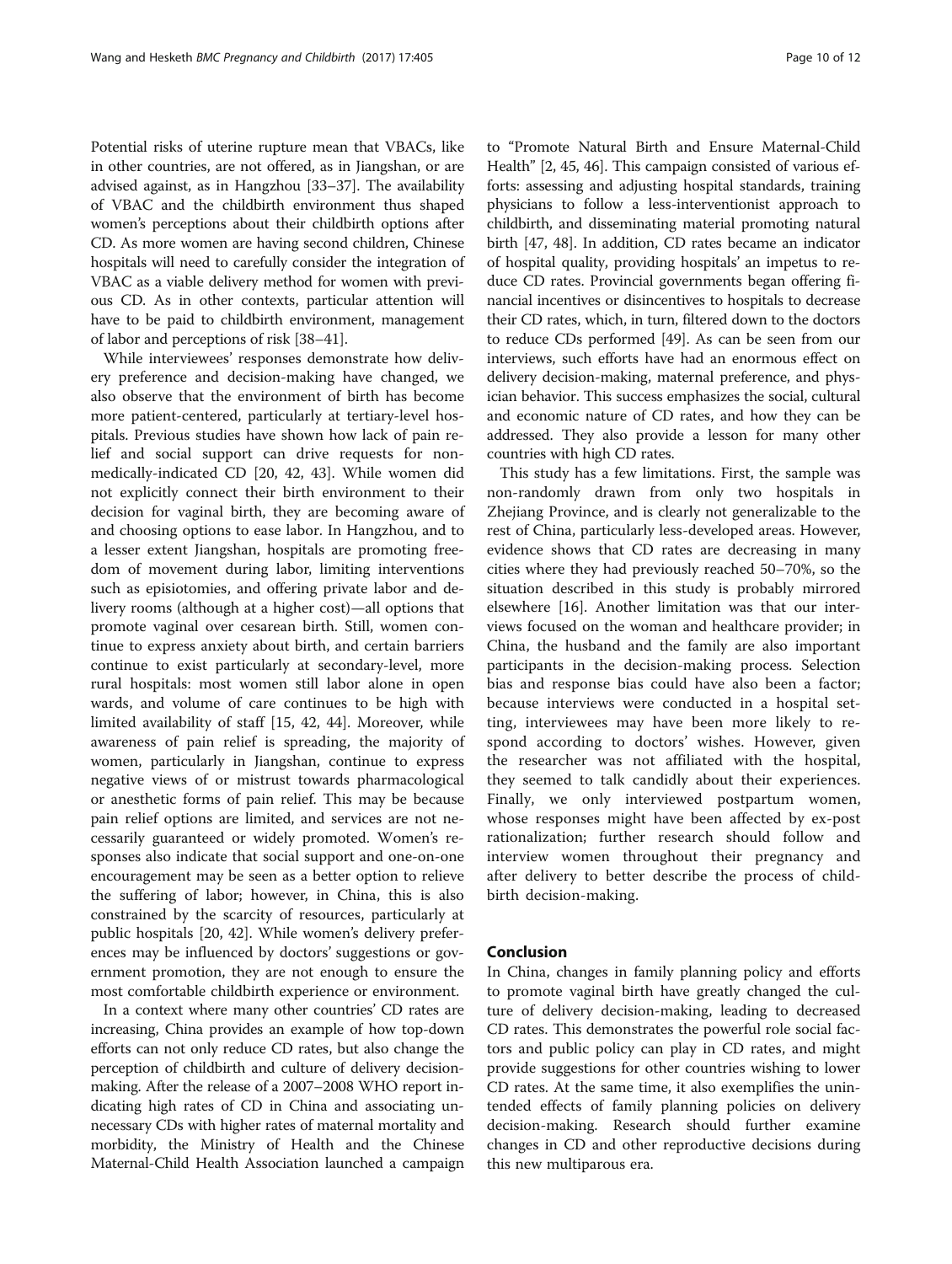Potential risks of uterine rupture mean that VBACs, like in other countries, are not offered, as in Jiangshan, or are advised against, as in Hangzhou [33–37]. The availability of VBAC and the childbirth environment thus shaped women's perceptions about their childbirth options after CD. As more women are having second children, Chinese hospitals will need to carefully consider the integration of VBAC as a viable delivery method for women with previous CD. As in other contexts, particular attention will have to be paid to childbirth environment, management of labor and perceptions of risk [38–41].

While interviewees' responses demonstrate how delivery preference and decision-making have changed, we also observe that the environment of birth has become more patient-centered, particularly at tertiary-level hospitals. Previous studies have shown how lack of pain relief and social support can drive requests for non-medically-indicated CD [20, 42, 43]. While women did not explicitly connect their birth environment to their decision for vaginal birth, they are becoming aware of and choosing options to ease labor. In Hangzhou, and to a lesser extent Jiangshan, hospitals are promoting freedom of movement during labor, limiting interventions such as episiotomies, and offering private labor and delivery rooms (although at a higher cost)—all options that promote vaginal over cesarean birth. Still, women continue to express anxiety about birth, and certain barriers continue to exist particularly at secondary-level, more rural hospitals: most women still labor alone in open wards, and volume of care continues to be high with limited availability of staff [15, 42, 44]. Moreover, while awareness of pain relief is spreading, the majority of women, particularly in Jiangshan, continue to express negative views of or mistrust towards pharmacological or anesthetic forms of pain relief. This may be because pain relief options are limited, and services are not necessarily guaranteed or widely promoted. Women's responses also indicate that social support and one-on-one encouragement may be seen as a better option to relieve the suffering of labor; however, in China, this is also constrained by the scarcity of resources, particularly at public hospitals [20, 42]. While women's delivery preferences may be influenced by doctors' suggestions or government promotion, they are not enough to ensure the most comfortable childbirth experience or environment.

In a context where many other countries' CD rates are increasing, China provides an example of how top-down efforts can not only reduce CD rates, but also change the perception of childbirth and culture of delivery decision-making. After the release of a 2007–2008 WHO report indicating high rates of CD in China and associating unnecessary CDs with higher rates of maternal mortality and morbidity, the Ministry of Health and the Chinese Maternal-Child Health Association launched a campaign to "Promote Natural Birth and Ensure Maternal-Child Health" [2, 45, 46]. This campaign consisted of various efforts: assessing and adjusting hospital standards, training physicians to follow a less-interventionist approach to childbirth, and disseminating material promoting natural birth [47, 48]. In addition, CD rates became an indicator of hospital quality, providing hospitals' an impetus to reduce CD rates. Provincial governments began offering financial incentives or disincentives to hospitals to decrease their CD rates, which, in turn, filtered down to the doctors to reduce CDs performed [49]. As can be seen from our interviews, such efforts have had an enormous effect on delivery decision-making, maternal preference, and physician behavior. This success emphasizes the social, cultural and economic nature of CD rates, and how they can be addressed. They also provide a lesson for many other countries with high CD rates.

This study has a few limitations. First, the sample was non-randomly drawn from only two hospitals in Zhejiang Province, and is clearly not generalizable to the rest of China, particularly less-developed areas. However, evidence shows that CD rates are decreasing in many cities where they had previously reached 50–70%, so the situation described in this study is probably mirrored elsewhere [16]. Another limitation was that our interviews focused on the woman and healthcare provider; in China, the husband and the family are also important participants in the decision-making process. Selection bias and response bias could have also been a factor; because interviews were conducted in a hospital setting, interviewees may have been more likely to respond according to doctors' wishes. However, given the researcher was not affiliated with the hospital, they seemed to talk candidly about their experiences. Finally, we only interviewed postpartum women, whose responses might have been affected by ex-post rationalization; further research should follow and interview women throughout their pregnancy and after delivery to better describe the process of childbirth decision-making.

## Conclusion

In China, changes in family planning policy and efforts to promote vaginal birth have greatly changed the culture of delivery decision-making, leading to decreased CD rates. This demonstrates the powerful role social factors and public policy can play in CD rates, and might provide suggestions for other countries wishing to lower CD rates. At the same time, it also exemplifies the unintended effects of family planning policies on delivery decision-making. Research should further examine changes in CD and other reproductive decisions during this new multiparous era.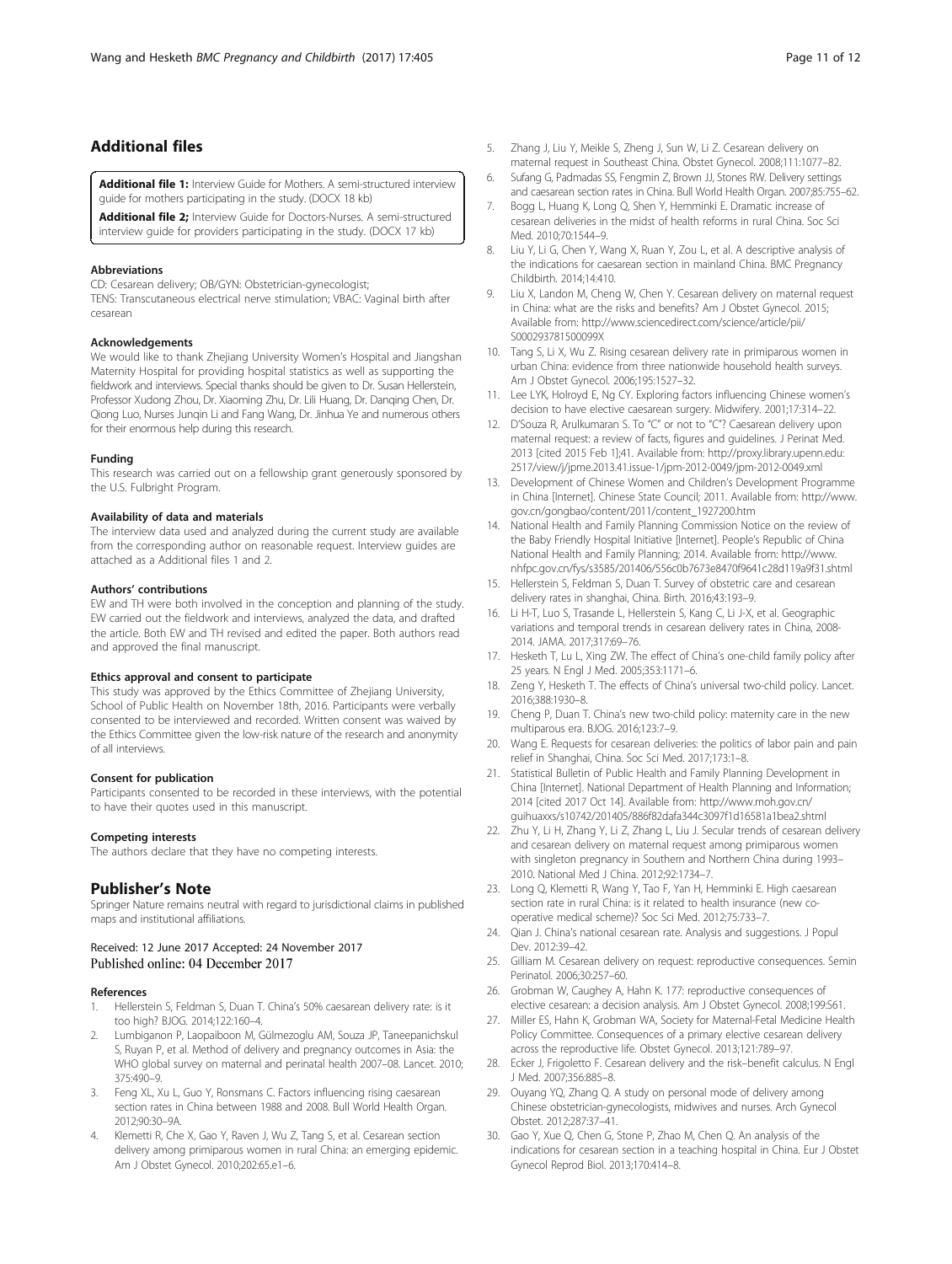## Additional files

**Additional file 1:** Interview Guide for Mothers. A semi-structured interview guide for mothers participating in the study. (DOCX 18 kb)

**Additional file 2;** Interview Guide for Doctors-Nurses. A semi-structured interview guide for providers participating in the study. (DOCX 17 kb)

#### Abbreviations

CD: Cesarean delivery; OB/GYN: Obstetrician-gynecologist; TENS: Transcutaneous electrical nerve stimulation; VBAC: Vaginal birth after cesarean

#### Acknowledgements

We would like to thank Zhejiang University Women's Hospital and Jiangshan Maternity Hospital for providing hospital statistics as well as supporting the fieldwork and interviews. Special thanks should be given to Dr. Susan Hellerstein, Professor Xudong Zhou, Dr. Xiaoming Zhu, Dr. Lili Huang, Dr. Danqing Chen, Dr. Qiong Luo, Nurses Junqin Li and Fang Wang, Dr. Jinhua Ye and numerous others for their enormous help during this research.

#### Funding

This research was carried out on a fellowship grant generously sponsored by the U.S. Fulbright Program.

#### Availability of data and materials

The interview data used and analyzed during the current study are available from the corresponding author on reasonable request. Interview guides are attached as a Additional files 1 and 2.

#### Authors' contributions

EW and TH were both involved in the conception and planning of the study. EW carried out the fieldwork and interviews, analyzed the data, and drafted the article. Both EW and TH revised and edited the paper. Both authors read and approved the final manuscript.

#### Ethics approval and consent to participate

This study was approved by the Ethics Committee of Zhejiang University, School of Public Health on November 18th, 2016. Participants were verbally consented to be interviewed and recorded. Written consent was waived by the Ethics Committee given the low-risk nature of the research and anonymity of all interviews.

#### Consent for publication

Participants consented to be recorded in these interviews, with the potential to have their quotes used in this manuscript.

#### Competing interests

The authors declare that they have no competing interests.

## Publisher's Note

Springer Nature remains neutral with regard to jurisdictional claims in published maps and institutional affiliations.

Received: 12 June 2017 Accepted: 24 November 2017
Published online: 04 December 2017

#### References

1. Hellerstein S, Feldman S, Duan T. China's 50% caesarean delivery rate: is it too high? BJOG. 2014;122:160–4.
2. Lumbiganon P, Laopaiboon M, Gülmezoglu AM, Souza JP, Taneepanichskul S, Ruyan P, et al. Method of delivery and pregnancy outcomes in Asia: the WHO global survey on maternal and perinatal health 2007–08. Lancet. 2010; 375:490–9.
3. Feng XL, Xu L, Guo Y, Ronsmans C. Factors influencing rising caesarean section rates in China between 1988 and 2008. Bull World Health Organ. 2012;90:30–9A.
4. Klemetti R, Che X, Gao Y, Raven J, Wu Z, Tang S, et al. Cesarean section delivery among primiparous women in rural China: an emerging epidemic. Am J Obstet Gynecol. 2010;202:65.e1–6.
5. Zhang J, Liu Y, Meikle S, Zheng J, Sun W, Li Z. Cesarean delivery on maternal request in Southeast China. Obstet Gynecol. 2008;111:1077–82.
6. Sufang G, Padmadas SS, Fengmin Z, Brown JJ, Stones RW. Delivery settings and caesarean section rates in China. Bull World Health Organ. 2007;85:755–62.
7. Bogg L, Huang K, Long Q, Shen Y, Hemminki E. Dramatic increase of cesarean deliveries in the midst of health reforms in rural China. Soc Sci Med. 2010;70:1544–9.
8. Liu Y, Li G, Chen Y, Wang X, Ruan Y, Zou L, et al. A descriptive analysis of the indications for caesarean section in mainland China. BMC Pregnancy Childbirth. 2014;14:410.
9. Liu X, Landon M, Cheng W, Chen Y. Cesarean delivery on maternal request in China: what are the risks and benefits? Am J Obstet Gynecol. 2015; Available from: http://www.sciencedirect.com/science/article/pii/S000293781500099X
10. Tang S, Li X, Wu Z. Rising cesarean delivery rate in primiparous women in urban China: evidence from three nationwide household health surveys. Am J Obstet Gynecol. 2006;195:1527–32.
11. Lee LYK, Holroyd E, Ng CY. Exploring factors influencing Chinese women's decision to have elective caesarean surgery. Midwifery. 2001;17:314–22.
12. D'Souza R, Arulkumaran S. To "C" or not to "C"? Caesarean delivery upon maternal request: a review of facts, figures and guidelines. J Perinat Med. 2013 [cited 2015 Feb 1];41. Available from: http://proxy.library.upenn.edu:2517/view/j/jpme.2013.41.issue-1/jpm-2012-0049/jpm-2012-0049.xml
13. Development of Chinese Women and Children's Development Programme in China [Internet]. Chinese State Council; 2011. Available from: http://www.gov.cn/gongbao/content/2011/content_1927200.htm
14. National Health and Family Planning Commission Notice on the review of the Baby Friendly Hospital Initiative [Internet]. People's Republic of China National Health and Family Planning; 2014. Available from: http://www.nhfpc.gov.cn/fys/s3585/201406/556c0b7673e8470f9641c28d119a9f31.shtml
15. Hellerstein S, Feldman S, Duan T. Survey of obstetric care and cesarean delivery rates in shanghai, China. Birth. 2016;43:193–9.
16. Li H-T, Luo S, Trasande L, Hellerstein S, Kang C, Li J-X, et al. Geographic variations and temporal trends in cesarean delivery rates in China, 2008-2014. JAMA. 2017;317:69–76.
17. Hesketh T, Lu L, Xing ZW. The effect of China's one-child family policy after 25 years. N Engl J Med. 2005;353:1171–6.
18. Zeng Y, Hesketh T. The effects of China's universal two-child policy. Lancet. 2016;388:1930–8.
19. Cheng P, Duan T. China's new two-child policy: maternity care in the new multiparous era. BJOG. 2016;123:7–9.
20. Wang E. Requests for cesarean deliveries: the politics of labor pain and pain relief in Shanghai, China. Soc Sci Med. 2017;173:1–8.
21. Statistical Bulletin of Public Health and Family Planning Development in China [Internet]. National Department of Health Planning and Information; 2014 [cited 2017 Oct 14]. Available from: http://www.moh.gov.cn/guihuaxxs/s10742/201405/886f82dafa344c3097f1d16581a1bea2.shtml
22. Zhu Y, Li H, Zhang Y, Li Z, Zhang L, Liu J. Secular trends of cesarean delivery and cesarean delivery on maternal request among primiparous women with singleton pregnancy in Southern and Northern China during 1993–2010. National Med J China. 2012;92:1734–7.
23. Long Q, Klemetti R, Wang Y, Tao F, Yan H, Hemminki E. High caesarean section rate in rural China: is it related to health insurance (new co-operative medical scheme)? Soc Sci Med. 2012;75:733–7.
24. Qian J. China's national cesarean rate. Analysis and suggestions. J Popul Dev. 2012:39–42.
25. Gilliam M. Cesarean delivery on request: reproductive consequences. Semin Perinatol. 2006;30:257–60.
26. Grobman W, Caughey A, Hahn K. 177: reproductive consequences of elective cesarean: a decision analysis. Am J Obstet Gynecol. 2008;199:S61.
27. Miller ES, Hahn K, Grobman WA, Society for Maternal-Fetal Medicine Health Policy Committee. Consequences of a primary elective cesarean delivery across the reproductive life. Obstet Gynecol. 2013;121:789–97.
28. Ecker J, Frigoletto F. Cesarean delivery and the risk–benefit calculus. N Engl J Med. 2007;356:885–8.
29. Ouyang YQ, Zhang Q. A study on personal mode of delivery among Chinese obstetrician-gynecologists, midwives and nurses. Arch Gynecol Obstet. 2012;287:37–41.
30. Gao Y, Xue Q, Chen G, Stone P, Zhao M, Chen Q. An analysis of the indications for cesarean section in a teaching hospital in China. Eur J Obstet Gynecol Reprod Biol. 2013;170:414–8.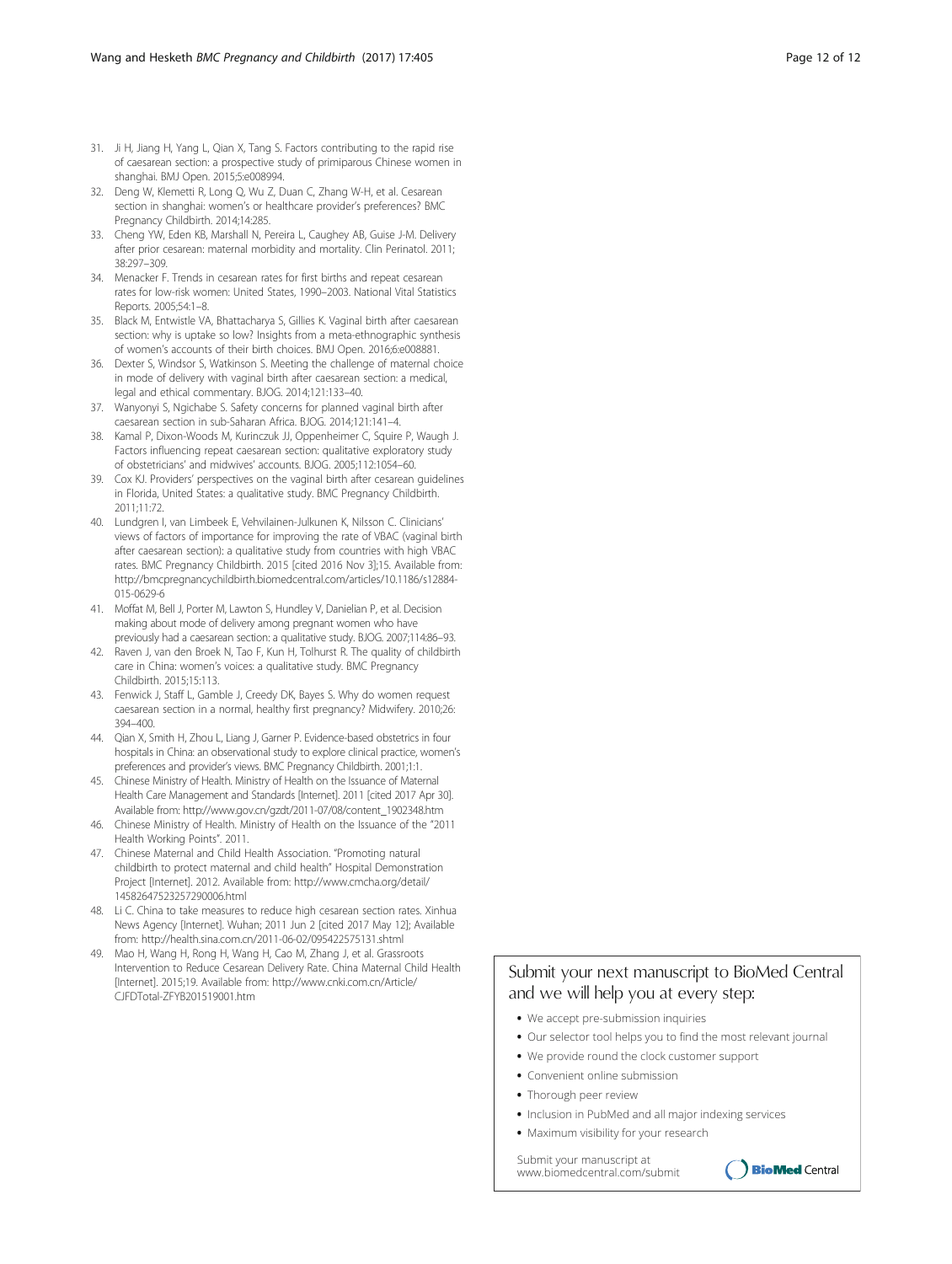31. Ji H, Jiang H, Yang L, Qian X, Tang S. Factors contributing to the rapid rise of caesarean section: a prospective study of primiparous Chinese women in shanghai. BMJ Open. 2015;5:e008994.
32. Deng W, Klemetti R, Long Q, Wu Z, Duan C, Zhang W-H, et al. Cesarean section in shanghai: women's or healthcare provider's preferences? BMC Pregnancy Childbirth. 2014;14:285.
33. Cheng YW, Eden KB, Marshall N, Pereira L, Caughey AB, Guise J-M. Delivery after prior cesarean: maternal morbidity and mortality. Clin Perinatol. 2011; 38:297–309.
34. Menacker F. Trends in cesarean rates for first births and repeat cesarean rates for low-risk women: United States, 1990–2003. National Vital Statistics Reports. 2005;54:1–8.
35. Black M, Entwistle VA, Bhattacharya S, Gillies K. Vaginal birth after caesarean section: why is uptake so low? Insights from a meta-ethnographic synthesis of women's accounts of their birth choices. BMJ Open. 2016;6:e008881.
36. Dexter S, Windsor S, Watkinson S. Meeting the challenge of maternal choice in mode of delivery with vaginal birth after caesarean section: a medical, legal and ethical commentary. BJOG. 2014;121:133–40.
37. Wanyonyi S, Ngichabe S. Safety concerns for planned vaginal birth after caesarean section in sub-Saharan Africa. BJOG. 2014;121:141–4.
38. Kamal P, Dixon-Woods M, Kurinczuk JJ, Oppenheimer C, Squire P, Waugh J. Factors influencing repeat caesarean section: qualitative exploratory study of obstetricians' and midwives' accounts. BJOG. 2005;112:1054–60.
39. Cox KJ. Providers' perspectives on the vaginal birth after cesarean guidelines in Florida, United States: a qualitative study. BMC Pregnancy Childbirth. 2011;11:72.
40. Lundgren I, van Limbeek E, Vehvilainen-Julkunen K, Nilsson C. Clinicians' views of factors of importance for improving the rate of VBAC (vaginal birth after caesarean section): a qualitative study from countries with high VBAC rates. BMC Pregnancy Childbirth. 2015 [cited 2016 Nov 3];15. Available from: http://bmcpregnancychildbirth.biomedcentral.com/articles/10.1186/s12884-015-0629-6
41. Moffat M, Bell J, Porter M, Lawton S, Hundley V, Danielian P, et al. Decision making about mode of delivery among pregnant women who have previously had a caesarean section: a qualitative study. BJOG. 2007;114:86–93.
42. Raven J, van den Broek N, Tao F, Kun H, Tolhurst R. The quality of childbirth care in China: women's voices: a qualitative study. BMC Pregnancy Childbirth. 2015;15:113.
43. Fenwick J, Staff L, Gamble J, Creedy DK, Bayes S. Why do women request caesarean section in a normal, healthy first pregnancy? Midwifery. 2010;26: 394–400.
44. Qian X, Smith H, Zhou L, Liang J, Garner P. Evidence-based obstetrics in four hospitals in China: an observational study to explore clinical practice, women's preferences and provider's views. BMC Pregnancy Childbirth. 2001;1:1.
45. Chinese Ministry of Health. Ministry of Health on the Issuance of Maternal Health Care Management and Standards [Internet]. 2011 [cited 2017 Apr 30]. Available from: http://www.gov.cn/gzdt/2011-07/08/content_1902348.htm
46. Chinese Ministry of Health. Ministry of Health on the Issuance of the "2011 Health Working Points". 2011.
47. Chinese Maternal and Child Health Association. "Promoting natural childbirth to protect maternal and child health" Hospital Demonstration Project [Internet]. 2012. Available from: http://www.cmcha.org/detail/14582647523257290006.html
48. Li C. China to take measures to reduce high cesarean section rates. Xinhua News Agency [Internet]. Wuhan; 2011 Jun 2 [cited 2017 May 12]; Available from: http://health.sina.com.cn/2011-06-02/095422575131.shtml
49. Mao H, Wang H, Rong H, Wang H, Cao M, Zhang J, et al. Grassroots Intervention to Reduce Cesarean Delivery Rate. China Maternal Child Health [Internet]. 2015;19. Available from: http://www.cnki.com.cn/Article/CJFDTotal-ZFYB201519001.htm

Submit your next manuscript to BioMed Central and we will help you at every step:

- We accept pre-submission inquiries
- Our selector tool helps you to find the most relevant journal
- We provide round the clock customer support
- Convenient online submission
- Thorough peer review
- Inclusion in PubMed and all major indexing services
- Maximum visibility for your research

Submit your manuscript at
www.biomedcentral.com/submit

BioMed Central